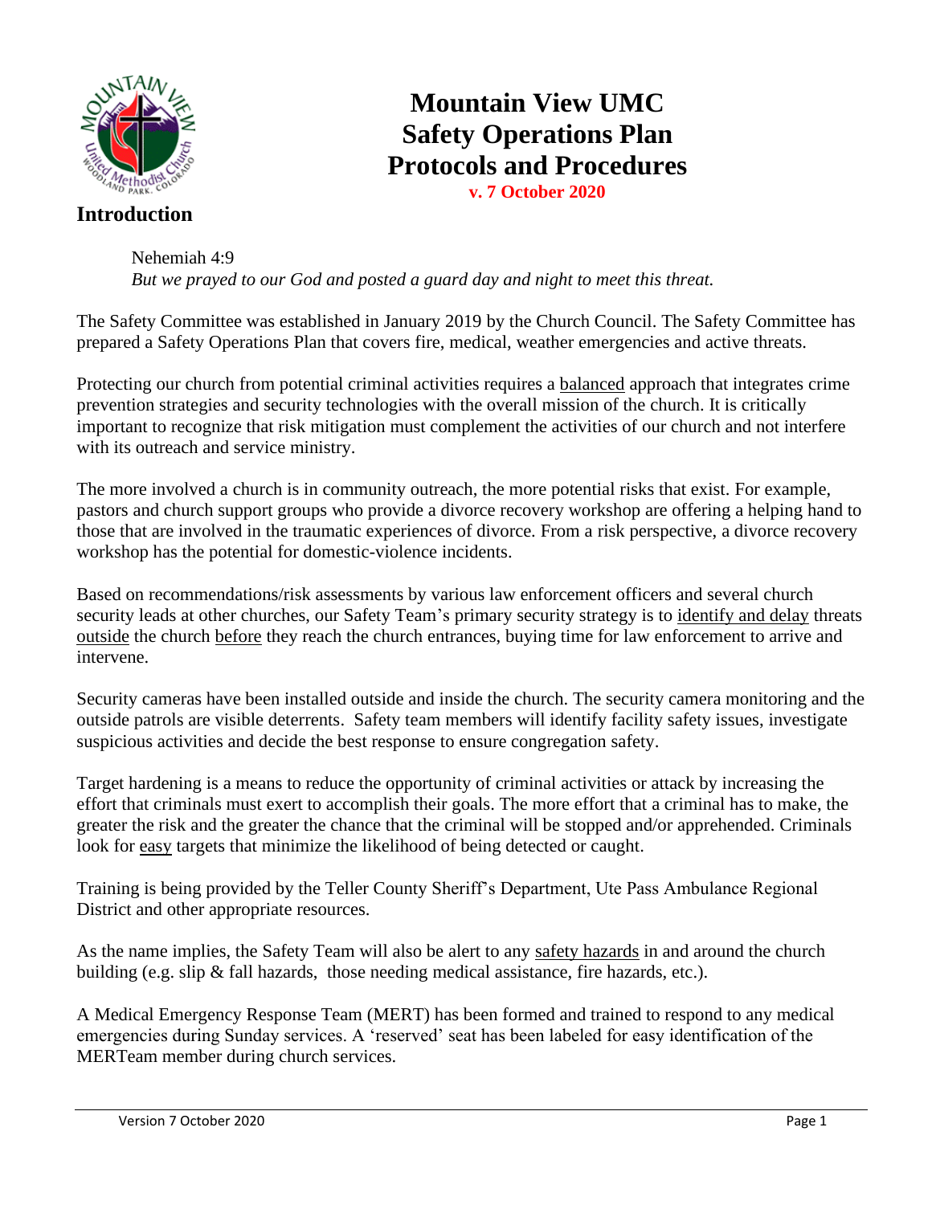# Mountain View UMC Safety Operations Plan Protocols and Procedures

**v. 7 October 2020**

## Introduction

Nehemiah 4:9
*But we prayed to our God and posted a guard day and night to meet this threat.*

The Safety Committee was established in January 2019 by the Church Council. The Safety Committee has prepared a Safety Operations Plan that covers fire, medical, weather emergencies and active threats.

Protecting our church from potential criminal activities requires a <u>balanced</u> approach that integrates crime prevention strategies and security technologies with the overall mission of the church. It is critically important to recognize that risk mitigation must complement the activities of our church and not interfere with its outreach and service ministry.

The more involved a church is in community outreach, the more potential risks that exist. For example, pastors and church support groups who provide a divorce recovery workshop are offering a helping hand to those that are involved in the traumatic experiences of divorce. From a risk perspective, a divorce recovery workshop has the potential for domestic-violence incidents.

Based on recommendations/risk assessments by various law enforcement officers and several church security leads at other churches, our Safety Team's primary security strategy is to <u>identify and delay</u> threats <u>outside</u> the church <u>before</u> they reach the church entrances, buying time for law enforcement to arrive and intervene.

Security cameras have been installed outside and inside the church. The security camera monitoring and the outside patrols are visible deterrents. Safety team members will identify facility safety issues, investigate suspicious activities and decide the best response to ensure congregation safety.

Target hardening is a means to reduce the opportunity of criminal activities or attack by increasing the effort that criminals must exert to accomplish their goals. The more effort that a criminal has to make, the greater the risk and the greater the chance that the criminal will be stopped and/or apprehended. Criminals look for <u>easy</u> targets that minimize the likelihood of being detected or caught.

Training is being provided by the Teller County Sheriff's Department, Ute Pass Ambulance Regional District and other appropriate resources.

As the name implies, the Safety Team will also be alert to any <u>safety hazards</u> in and around the church building (e.g. slip & fall hazards, those needing medical assistance, fire hazards, etc.).

A Medical Emergency Response Team (MERT) has been formed and trained to respond to any medical emergencies during Sunday services. A 'reserved' seat has been labeled for easy identification of the MERTeam member during church services.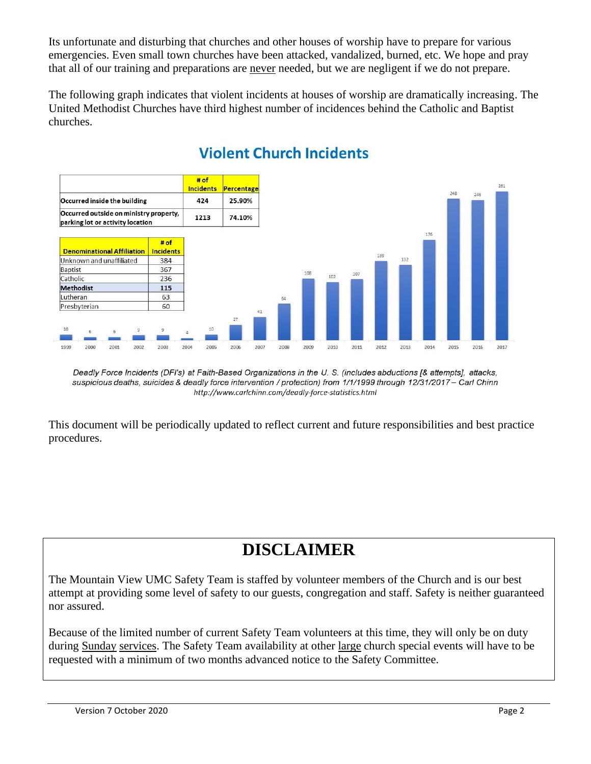Its unfortunate and disturbing that churches and other houses of worship have to prepare for various emergencies. Even small town churches have been attacked, vandalized, burned, etc. We hope and pray that all of our training and preparations are never needed, but we are negligent if we do not prepare.

The following graph indicates that violent incidents at houses of worship are dramatically increasing. The United Methodist Churches have third highest number of incidences behind the Catholic and Baptist churches.

## Violent Church Incidents

| | # of Incidents | Percentage |
|---|---|---|
| Occurred inside the building | 424 | 25.90% |
| Occurred outside on ministry property, parking lot or activity location | 1213 | 74.10% |

| Denominational Affiliation | # of Incidents |
|---|---|
| Unknown and unaffiliated | 384 |
| Baptist | 367 |
| Catholic | 236 |
| **Methodist** | **115** |
| Lutheran | 63 |
| Presbyterian | 60 |

| Year | 1999 | 2000 | 2001 | 2002 | 2003 | 2004 | 2005 | 2006 | 2007 | 2008 | 2009 | 2010 | 2011 | 2012 | 2013 | 2014 | 2015 | 2016 | 2017 |
|---|---|---|---|---|---|---|---|---|---|---|---|---|---|---|---|---|---|---|---|
| Incidents | 10 | 6 | 6 | 9 | 9 | 4 | 10 | 27 | 41 | 64 | 108 | 102 | 107 | 139 | 132 | 176 | 248 | 246 | 261 |

*Deadly Force Incidents (DFI's) at Faith-Based Organizations in the U. S. (includes abductions [& attempts], attacks, suspicious deaths, suicides & deadly force intervention / protection) from 1/1/1999 through 12/31/2017 – Carl Chinn*
*http://www.carlchinn.com/deadly-force-statistics.html*

This document will be periodically updated to reflect current and future responsibilities and best practice procedures.

# DISCLAIMER

The Mountain View UMC Safety Team is staffed by volunteer members of the Church and is our best attempt at providing some level of safety to our guests, congregation and staff. Safety is neither guaranteed nor assured.

Because of the limited number of current Safety Team volunteers at this time, they will only be on duty during Sunday services. The Safety Team availability at other large church special events will have to be requested with a minimum of two months advanced notice to the Safety Committee.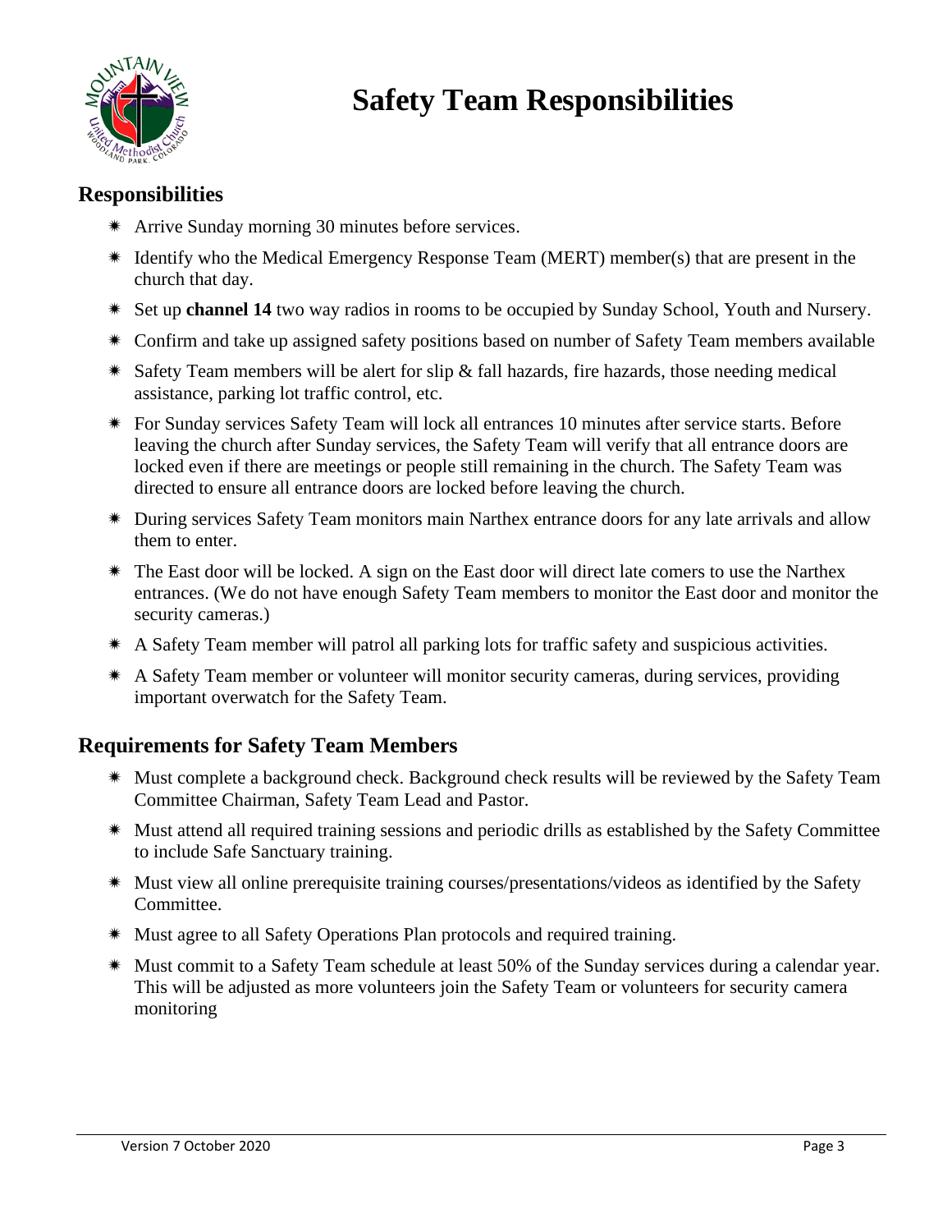# Safety Team Responsibilities

## Responsibilities

- Arrive Sunday morning 30 minutes before services.
- Identify who the Medical Emergency Response Team (MERT) member(s) that are present in the church that day.
- Set up **channel 14** two way radios in rooms to be occupied by Sunday School, Youth and Nursery.
- Confirm and take up assigned safety positions based on number of Safety Team members available
- Safety Team members will be alert for slip & fall hazards, fire hazards, those needing medical assistance, parking lot traffic control, etc.
- For Sunday services Safety Team will lock all entrances 10 minutes after service starts. Before leaving the church after Sunday services, the Safety Team will verify that all entrance doors are locked even if there are meetings or people still remaining in the church. The Safety Team was directed to ensure all entrance doors are locked before leaving the church.
- During services Safety Team monitors main Narthex entrance doors for any late arrivals and allow them to enter.
- The East door will be locked. A sign on the East door will direct late comers to use the Narthex entrances. (We do not have enough Safety Team members to monitor the East door and monitor the security cameras.)
- A Safety Team member will patrol all parking lots for traffic safety and suspicious activities.
- A Safety Team member or volunteer will monitor security cameras, during services, providing important overwatch for the Safety Team.

## Requirements for Safety Team Members

- Must complete a background check. Background check results will be reviewed by the Safety Team Committee Chairman, Safety Team Lead and Pastor.
- Must attend all required training sessions and periodic drills as established by the Safety Committee to include Safe Sanctuary training.
- Must view all online prerequisite training courses/presentations/videos as identified by the Safety Committee.
- Must agree to all Safety Operations Plan protocols and required training.
- Must commit to a Safety Team schedule at least 50% of the Sunday services during a calendar year. This will be adjusted as more volunteers join the Safety Team or volunteers for security camera monitoring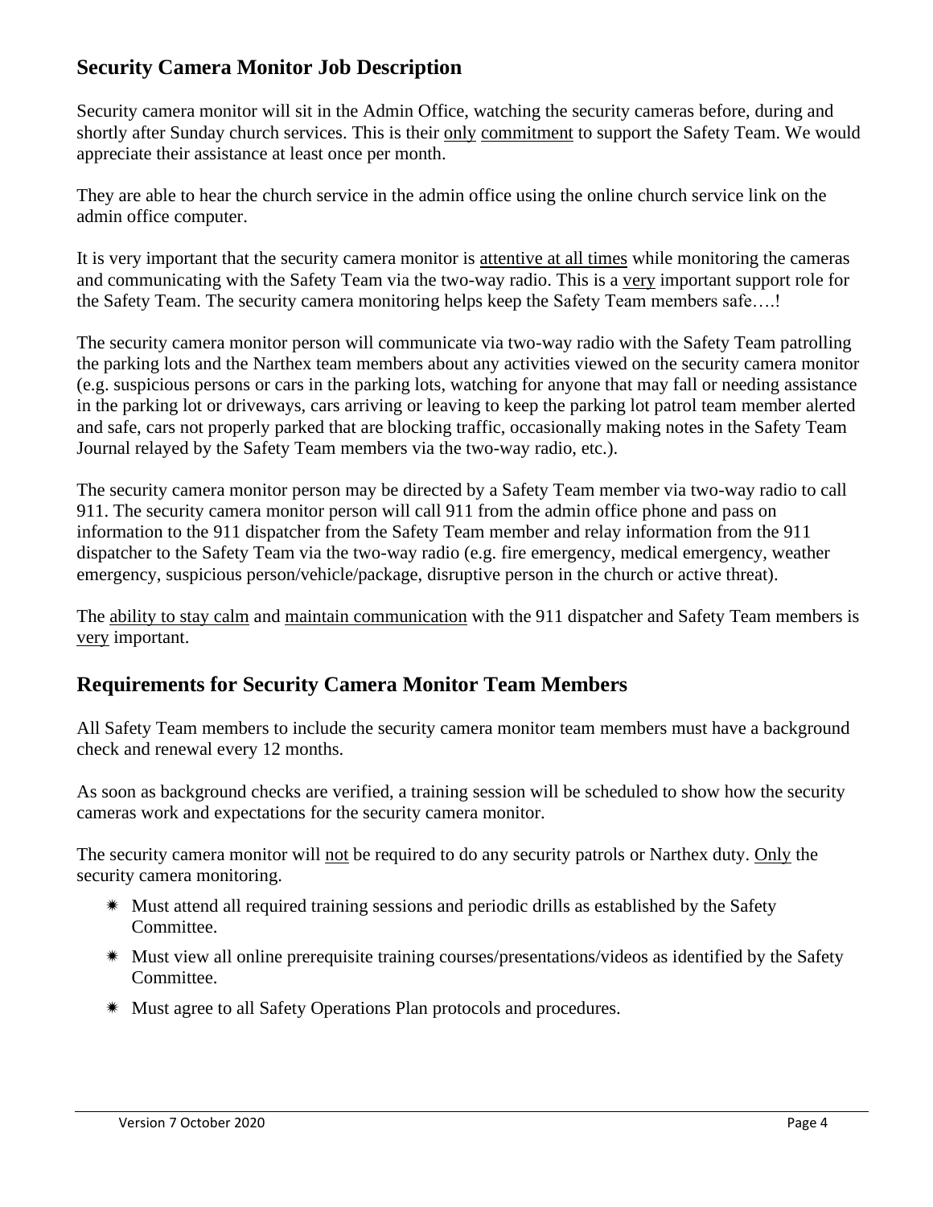## Security Camera Monitor Job Description

Security camera monitor will sit in the Admin Office, watching the security cameras before, during and shortly after Sunday church services. This is their <u>only</u> <u>commitment</u> to support the Safety Team. We would appreciate their assistance at least once per month.

They are able to hear the church service in the admin office using the online church service link on the admin office computer.

It is very important that the security camera monitor is <u>attentive at all times</u> while monitoring the cameras and communicating with the Safety Team via the two-way radio. This is a <u>very</u> important support role for the Safety Team. The security camera monitoring helps keep the Safety Team members safe….!

The security camera monitor person will communicate via two-way radio with the Safety Team patrolling the parking lots and the Narthex team members about any activities viewed on the security camera monitor (e.g. suspicious persons or cars in the parking lots, watching for anyone that may fall or needing assistance in the parking lot or driveways, cars arriving or leaving to keep the parking lot patrol team member alerted and safe, cars not properly parked that are blocking traffic, occasionally making notes in the Safety Team Journal relayed by the Safety Team members via the two-way radio, etc.).

The security camera monitor person may be directed by a Safety Team member via two-way radio to call 911. The security camera monitor person will call 911 from the admin office phone and pass on information to the 911 dispatcher from the Safety Team member and relay information from the 911 dispatcher to the Safety Team via the two-way radio (e.g. fire emergency, medical emergency, weather emergency, suspicious person/vehicle/package, disruptive person in the church or active threat).

The <u>ability to stay calm</u> and <u>maintain communication</u> with the 911 dispatcher and Safety Team members is <u>very</u> important.

## Requirements for Security Camera Monitor Team Members

All Safety Team members to include the security camera monitor team members must have a background check and renewal every 12 months.

As soon as background checks are verified, a training session will be scheduled to show how the security cameras work and expectations for the security camera monitor.

The security camera monitor will <u>not</u> be required to do any security patrols or Narthex duty. <u>Only</u> the security camera monitoring.

- Must attend all required training sessions and periodic drills as established by the Safety Committee.
- Must view all online prerequisite training courses/presentations/videos as identified by the Safety Committee.
- Must agree to all Safety Operations Plan protocols and procedures.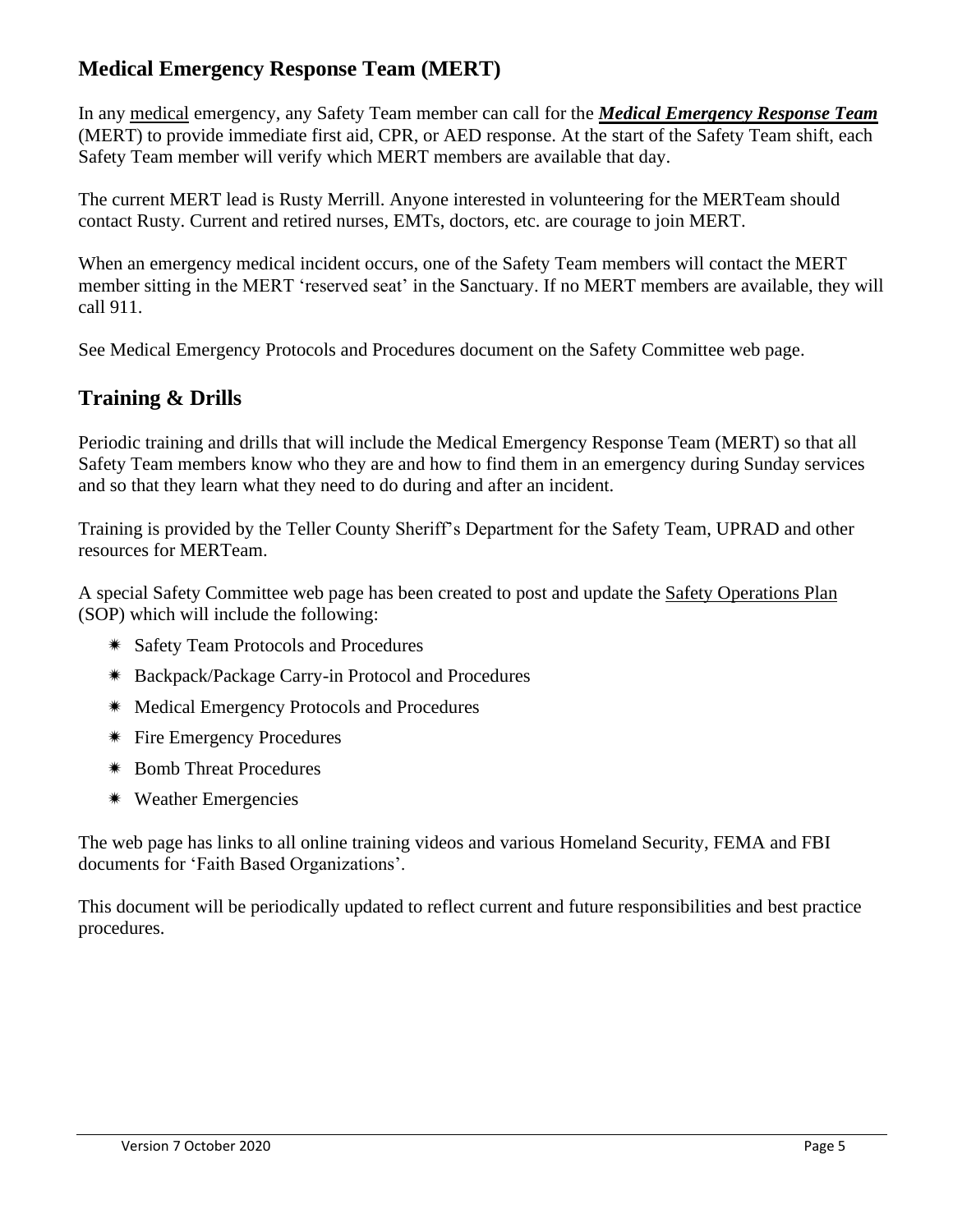## Medical Emergency Response Team (MERT)

In any medical emergency, any Safety Team member can call for the ***Medical Emergency Response Team*** (MERT) to provide immediate first aid, CPR, or AED response. At the start of the Safety Team shift, each Safety Team member will verify which MERT members are available that day.

The current MERT lead is Rusty Merrill. Anyone interested in volunteering for the MERTeam should contact Rusty. Current and retired nurses, EMTs, doctors, etc. are courage to join MERT.

When an emergency medical incident occurs, one of the Safety Team members will contact the MERT member sitting in the MERT 'reserved seat' in the Sanctuary. If no MERT members are available, they will call 911.

See Medical Emergency Protocols and Procedures document on the Safety Committee web page.

## Training & Drills

Periodic training and drills that will include the Medical Emergency Response Team (MERT) so that all Safety Team members know who they are and how to find them in an emergency during Sunday services and so that they learn what they need to do during and after an incident.

Training is provided by the Teller County Sheriff's Department for the Safety Team, UPRAD and other resources for MERTeam.

A special Safety Committee web page has been created to post and update the Safety Operations Plan (SOP) which will include the following:

- Safety Team Protocols and Procedures
- Backpack/Package Carry-in Protocol and Procedures
- Medical Emergency Protocols and Procedures
- Fire Emergency Procedures
- Bomb Threat Procedures
- Weather Emergencies

The web page has links to all online training videos and various Homeland Security, FEMA and FBI documents for 'Faith Based Organizations'.

This document will be periodically updated to reflect current and future responsibilities and best practice procedures.